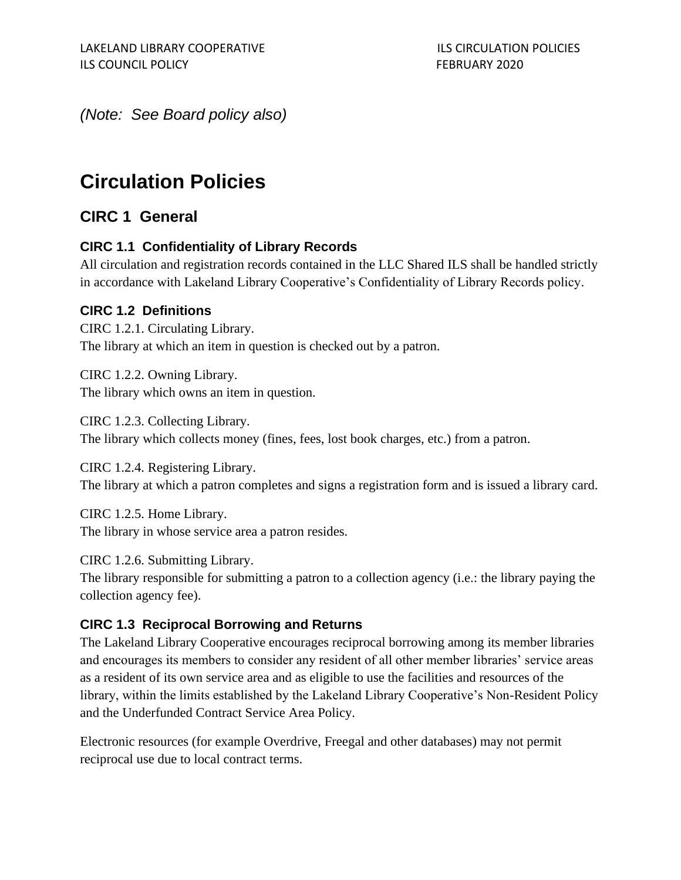*(Note: See Board policy also)*

# Circulation Policies

## CIRC 1 General

### CIRC 1.1 Confidentiality of Library Records

All circulation and registration records contained in the LLC Shared ILS shall be handled strictly in accordance with Lakeland Library Cooperative's Confidentiality of Library Records policy.

### CIRC 1.2 Definitions

CIRC 1.2.1. Circulating Library.
The library at which an item in question is checked out by a patron.

CIRC 1.2.2. Owning Library.
The library which owns an item in question.

CIRC 1.2.3. Collecting Library.
The library which collects money (fines, fees, lost book charges, etc.) from a patron.

CIRC 1.2.4. Registering Library.
The library at which a patron completes and signs a registration form and is issued a library card.

CIRC 1.2.5. Home Library.
The library in whose service area a patron resides.

CIRC 1.2.6. Submitting Library.
The library responsible for submitting a patron to a collection agency (i.e.: the library paying the collection agency fee).

### CIRC 1.3 Reciprocal Borrowing and Returns

The Lakeland Library Cooperative encourages reciprocal borrowing among its member libraries and encourages its members to consider any resident of all other member libraries' service areas as a resident of its own service area and as eligible to use the facilities and resources of the library, within the limits established by the Lakeland Library Cooperative's Non-Resident Policy and the Underfunded Contract Service Area Policy.

Electronic resources (for example Overdrive, Freegal and other databases) may not permit reciprocal use due to local contract terms.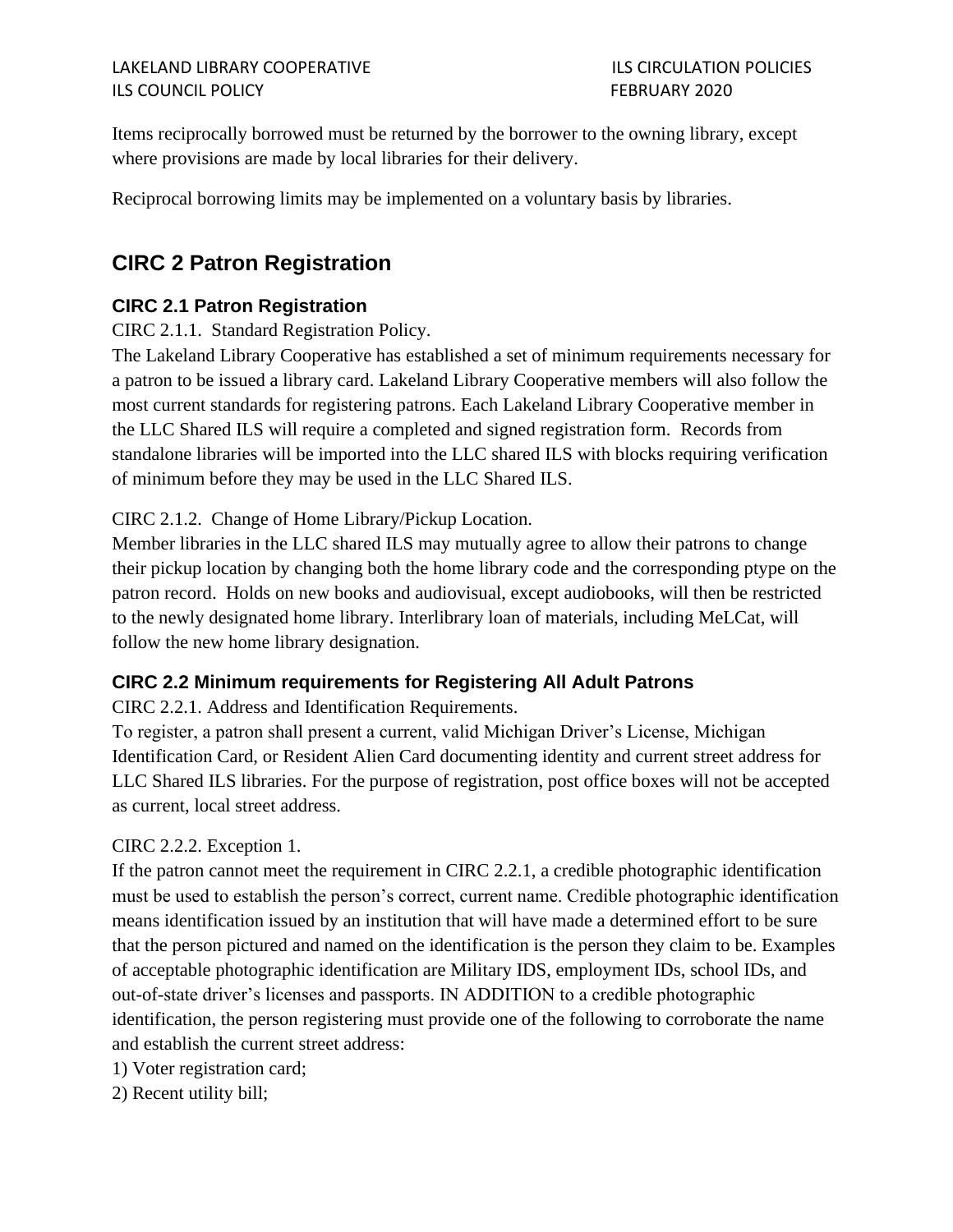Items reciprocally borrowed must be returned by the borrower to the owning library, except where provisions are made by local libraries for their delivery.

Reciprocal borrowing limits may be implemented on a voluntary basis by libraries.

## CIRC 2 Patron Registration

### CIRC 2.1 Patron Registration

CIRC 2.1.1. Standard Registration Policy.

The Lakeland Library Cooperative has established a set of minimum requirements necessary for a patron to be issued a library card. Lakeland Library Cooperative members will also follow the most current standards for registering patrons. Each Lakeland Library Cooperative member in the LLC Shared ILS will require a completed and signed registration form. Records from standalone libraries will be imported into the LLC shared ILS with blocks requiring verification of minimum before they may be used in the LLC Shared ILS.

CIRC 2.1.2. Change of Home Library/Pickup Location.

Member libraries in the LLC shared ILS may mutually agree to allow their patrons to change their pickup location by changing both the home library code and the corresponding ptype on the patron record. Holds on new books and audiovisual, except audiobooks, will then be restricted to the newly designated home library. Interlibrary loan of materials, including MeLCat, will follow the new home library designation.

### CIRC 2.2 Minimum requirements for Registering All Adult Patrons

CIRC 2.2.1. Address and Identification Requirements.

To register, a patron shall present a current, valid Michigan Driver's License, Michigan Identification Card, or Resident Alien Card documenting identity and current street address for LLC Shared ILS libraries. For the purpose of registration, post office boxes will not be accepted as current, local street address.

CIRC 2.2.2. Exception 1.

If the patron cannot meet the requirement in CIRC 2.2.1, a credible photographic identification must be used to establish the person's correct, current name. Credible photographic identification means identification issued by an institution that will have made a determined effort to be sure that the person pictured and named on the identification is the person they claim to be. Examples of acceptable photographic identification are Military IDS, employment IDs, school IDs, and out-of-state driver's licenses and passports. IN ADDITION to a credible photographic identification, the person registering must provide one of the following to corroborate the name and establish the current street address:

1) Voter registration card;
2) Recent utility bill;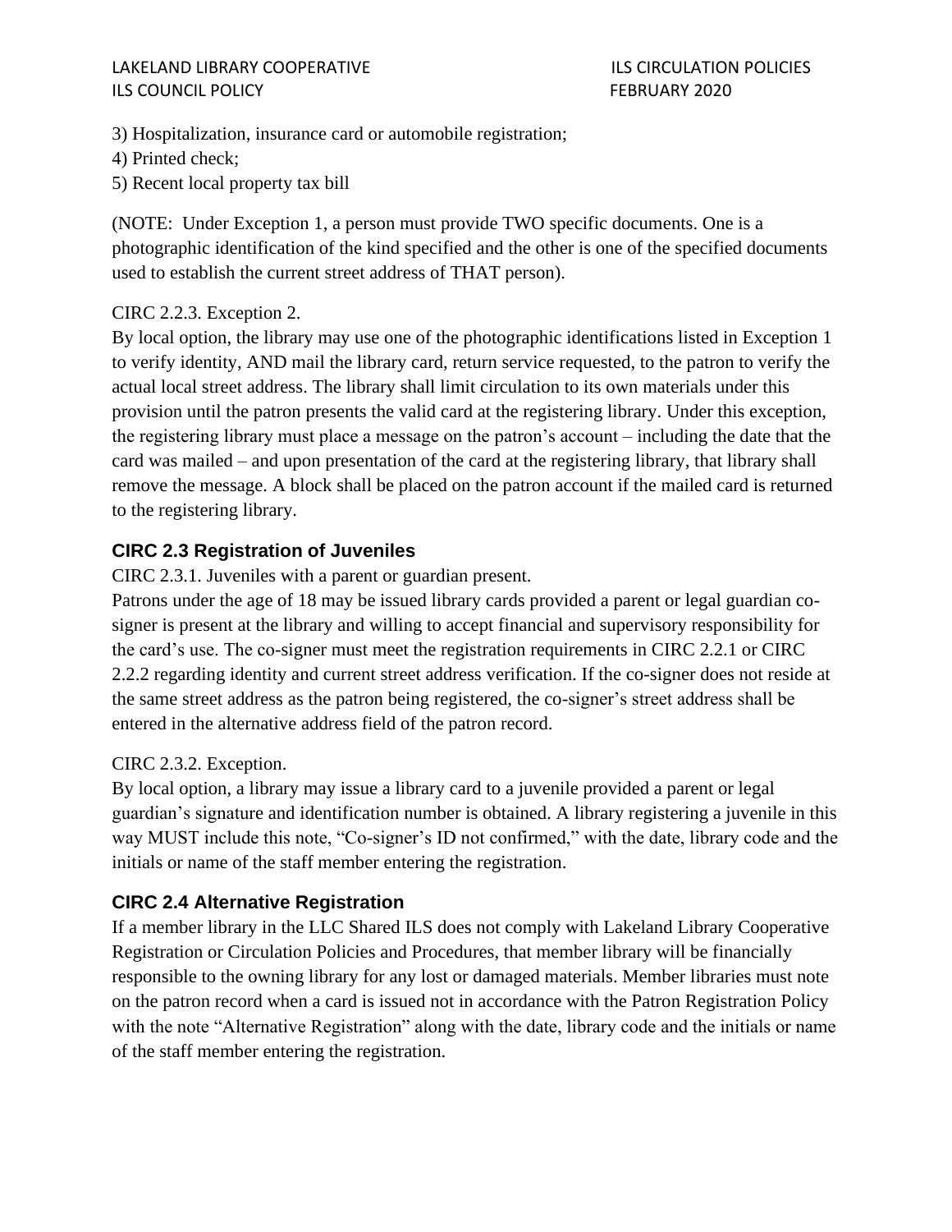3) Hospitalization, insurance card or automobile registration;
4) Printed check;
5) Recent local property tax bill

(NOTE: Under Exception 1, a person must provide TWO specific documents. One is a photographic identification of the kind specified and the other is one of the specified documents used to establish the current street address of THAT person).

CIRC 2.2.3. Exception 2.
By local option, the library may use one of the photographic identifications listed in Exception 1 to verify identity, AND mail the library card, return service requested, to the patron to verify the actual local street address. The library shall limit circulation to its own materials under this provision until the patron presents the valid card at the registering library. Under this exception, the registering library must place a message on the patron's account – including the date that the card was mailed – and upon presentation of the card at the registering library, that library shall remove the message. A block shall be placed on the patron account if the mailed card is returned to the registering library.

## CIRC 2.3 Registration of Juveniles

CIRC 2.3.1. Juveniles with a parent or guardian present.
Patrons under the age of 18 may be issued library cards provided a parent or legal guardian co-signer is present at the library and willing to accept financial and supervisory responsibility for the card's use. The co-signer must meet the registration requirements in CIRC 2.2.1 or CIRC 2.2.2 regarding identity and current street address verification. If the co-signer does not reside at the same street address as the patron being registered, the co-signer's street address shall be entered in the alternative address field of the patron record.

CIRC 2.3.2. Exception.
By local option, a library may issue a library card to a juvenile provided a parent or legal guardian's signature and identification number is obtained. A library registering a juvenile in this way MUST include this note, "Co-signer's ID not confirmed," with the date, library code and the initials or name of the staff member entering the registration.

## CIRC 2.4 Alternative Registration

If a member library in the LLC Shared ILS does not comply with Lakeland Library Cooperative Registration or Circulation Policies and Procedures, that member library will be financially responsible to the owning library for any lost or damaged materials. Member libraries must note on the patron record when a card is issued not in accordance with the Patron Registration Policy with the note "Alternative Registration" along with the date, library code and the initials or name of the staff member entering the registration.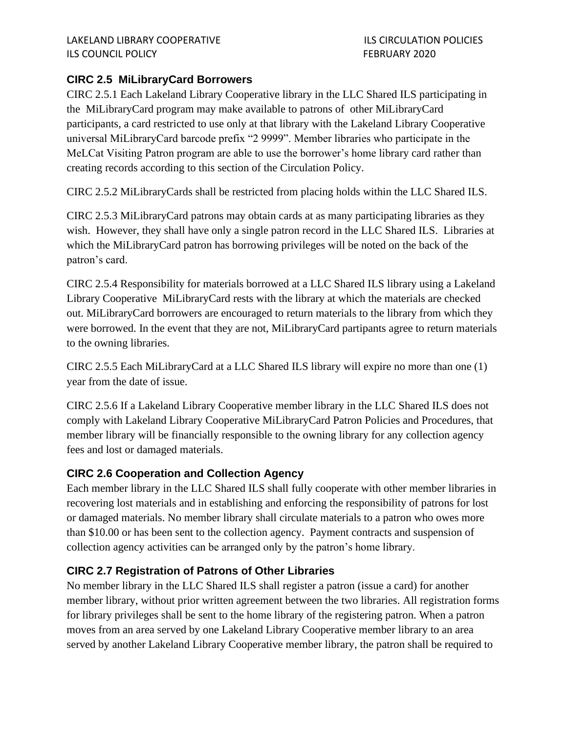### CIRC 2.5 MiLibraryCard Borrowers

CIRC 2.5.1 Each Lakeland Library Cooperative library in the LLC Shared ILS participating in the MiLibraryCard program may make available to patrons of other MiLibraryCard participants, a card restricted to use only at that library with the Lakeland Library Cooperative universal MiLibraryCard barcode prefix "2 9999". Member libraries who participate in the MeLCat Visiting Patron program are able to use the borrower's home library card rather than creating records according to this section of the Circulation Policy.

CIRC 2.5.2 MiLibraryCards shall be restricted from placing holds within the LLC Shared ILS.

CIRC 2.5.3 MiLibraryCard patrons may obtain cards at as many participating libraries as they wish. However, they shall have only a single patron record in the LLC Shared ILS. Libraries at which the MiLibraryCard patron has borrowing privileges will be noted on the back of the patron's card.

CIRC 2.5.4 Responsibility for materials borrowed at a LLC Shared ILS library using a Lakeland Library Cooperative MiLibraryCard rests with the library at which the materials are checked out. MiLibraryCard borrowers are encouraged to return materials to the library from which they were borrowed. In the event that they are not, MiLibraryCard partipants agree to return materials to the owning libraries.

CIRC 2.5.5 Each MiLibraryCard at a LLC Shared ILS library will expire no more than one (1) year from the date of issue.

CIRC 2.5.6 If a Lakeland Library Cooperative member library in the LLC Shared ILS does not comply with Lakeland Library Cooperative MiLibraryCard Patron Policies and Procedures, that member library will be financially responsible to the owning library for any collection agency fees and lost or damaged materials.

### CIRC 2.6 Cooperation and Collection Agency

Each member library in the LLC Shared ILS shall fully cooperate with other member libraries in recovering lost materials and in establishing and enforcing the responsibility of patrons for lost or damaged materials. No member library shall circulate materials to a patron who owes more than $10.00 or has been sent to the collection agency. Payment contracts and suspension of collection agency activities can be arranged only by the patron's home library.

### CIRC 2.7 Registration of Patrons of Other Libraries

No member library in the LLC Shared ILS shall register a patron (issue a card) for another member library, without prior written agreement between the two libraries. All registration forms for library privileges shall be sent to the home library of the registering patron. When a patron moves from an area served by one Lakeland Library Cooperative member library to an area served by another Lakeland Library Cooperative member library, the patron shall be required to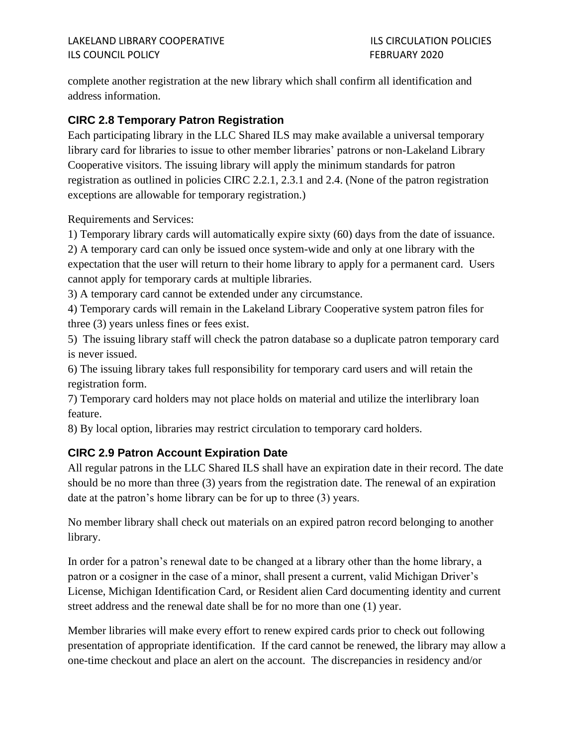complete another registration at the new library which shall confirm all identification and address information.

### CIRC 2.8 Temporary Patron Registration

Each participating library in the LLC Shared ILS may make available a universal temporary library card for libraries to issue to other member libraries' patrons or non-Lakeland Library Cooperative visitors. The issuing library will apply the minimum standards for patron registration as outlined in policies CIRC 2.2.1, 2.3.1 and 2.4. (None of the patron registration exceptions are allowable for temporary registration.)

Requirements and Services:

1) Temporary library cards will automatically expire sixty (60) days from the date of issuance.
2) A temporary card can only be issued once system-wide and only at one library with the expectation that the user will return to their home library to apply for a permanent card. Users cannot apply for temporary cards at multiple libraries.
3) A temporary card cannot be extended under any circumstance.
4) Temporary cards will remain in the Lakeland Library Cooperative system patron files for three (3) years unless fines or fees exist.
5) The issuing library staff will check the patron database so a duplicate patron temporary card is never issued.
6) The issuing library takes full responsibility for temporary card users and will retain the registration form.
7) Temporary card holders may not place holds on material and utilize the interlibrary loan feature.
8) By local option, libraries may restrict circulation to temporary card holders.

### CIRC 2.9 Patron Account Expiration Date

All regular patrons in the LLC Shared ILS shall have an expiration date in their record. The date should be no more than three (3) years from the registration date. The renewal of an expiration date at the patron's home library can be for up to three (3) years.

No member library shall check out materials on an expired patron record belonging to another library.

In order for a patron's renewal date to be changed at a library other than the home library, a patron or a cosigner in the case of a minor, shall present a current, valid Michigan Driver's License, Michigan Identification Card, or Resident alien Card documenting identity and current street address and the renewal date shall be for no more than one (1) year.

Member libraries will make every effort to renew expired cards prior to check out following presentation of appropriate identification. If the card cannot be renewed, the library may allow a one-time checkout and place an alert on the account. The discrepancies in residency and/or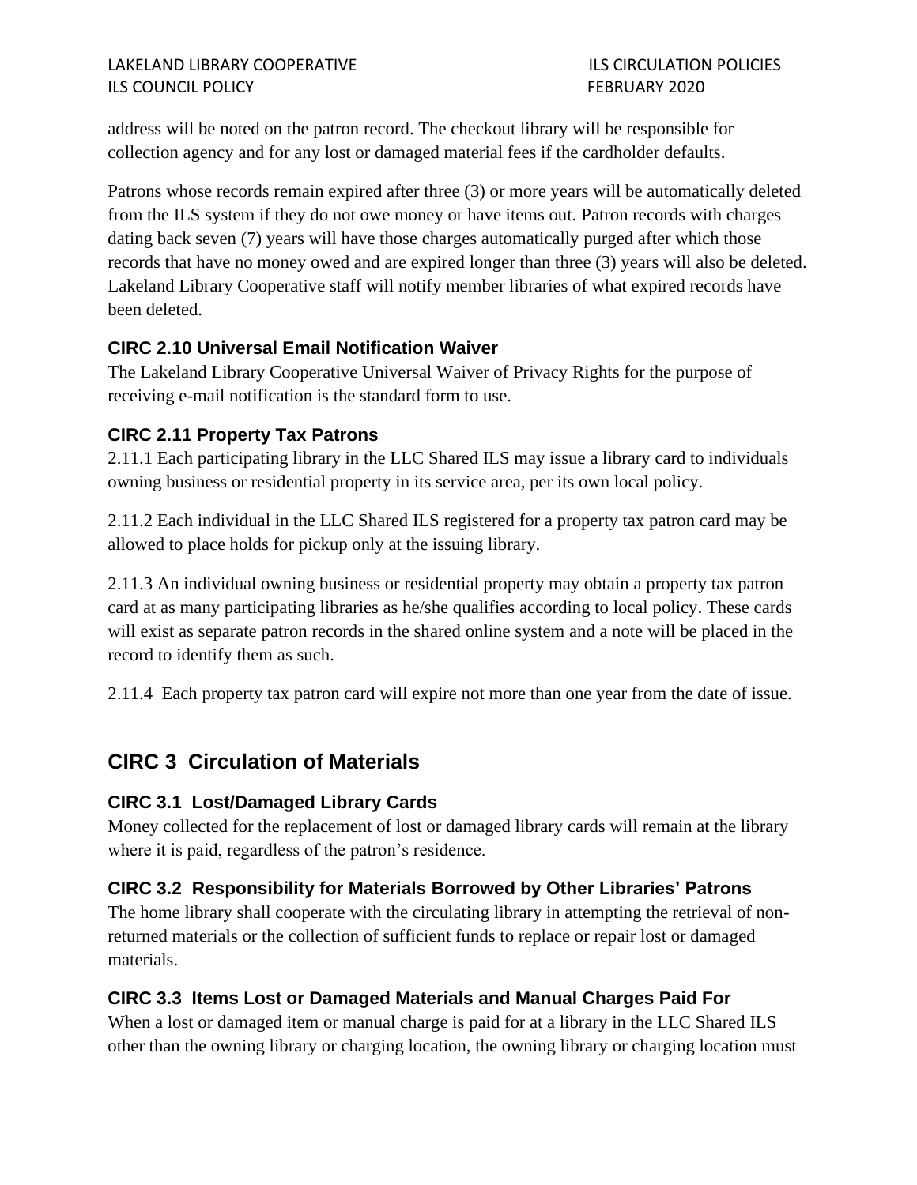address will be noted on the patron record. The checkout library will be responsible for collection agency and for any lost or damaged material fees if the cardholder defaults.

Patrons whose records remain expired after three (3) or more years will be automatically deleted from the ILS system if they do not owe money or have items out. Patron records with charges dating back seven (7) years will have those charges automatically purged after which those records that have no money owed and are expired longer than three (3) years will also be deleted. Lakeland Library Cooperative staff will notify member libraries of what expired records have been deleted.

### CIRC 2.10 Universal Email Notification Waiver

The Lakeland Library Cooperative Universal Waiver of Privacy Rights for the purpose of receiving e-mail notification is the standard form to use.

### CIRC 2.11 Property Tax Patrons

2.11.1 Each participating library in the LLC Shared ILS may issue a library card to individuals owning business or residential property in its service area, per its own local policy.

2.11.2 Each individual in the LLC Shared ILS registered for a property tax patron card may be allowed to place holds for pickup only at the issuing library.

2.11.3 An individual owning business or residential property may obtain a property tax patron card at as many participating libraries as he/she qualifies according to local policy. These cards will exist as separate patron records in the shared online system and a note will be placed in the record to identify them as such.

2.11.4 Each property tax patron card will expire not more than one year from the date of issue.

## CIRC 3 Circulation of Materials

### CIRC 3.1 Lost/Damaged Library Cards

Money collected for the replacement of lost or damaged library cards will remain at the library where it is paid, regardless of the patron's residence.

### CIRC 3.2 Responsibility for Materials Borrowed by Other Libraries' Patrons

The home library shall cooperate with the circulating library in attempting the retrieval of non-returned materials or the collection of sufficient funds to replace or repair lost or damaged materials.

### CIRC 3.3 Items Lost or Damaged Materials and Manual Charges Paid For

When a lost or damaged item or manual charge is paid for at a library in the LLC Shared ILS other than the owning library or charging location, the owning library or charging location must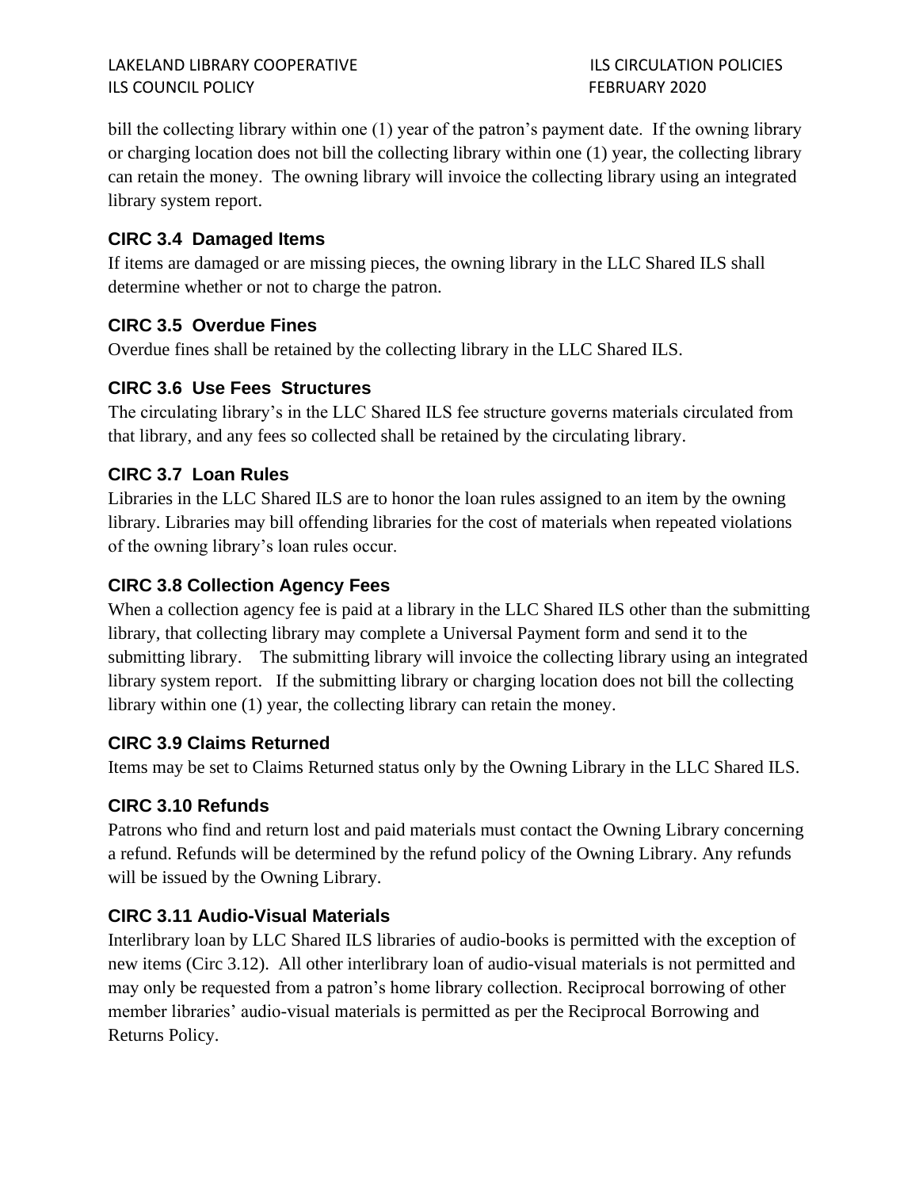bill the collecting library within one (1) year of the patron's payment date. If the owning library or charging location does not bill the collecting library within one (1) year, the collecting library can retain the money. The owning library will invoice the collecting library using an integrated library system report.

### CIRC 3.4 Damaged Items

If items are damaged or are missing pieces, the owning library in the LLC Shared ILS shall determine whether or not to charge the patron.

### CIRC 3.5 Overdue Fines

Overdue fines shall be retained by the collecting library in the LLC Shared ILS.

### CIRC 3.6 Use Fees Structures

The circulating library's in the LLC Shared ILS fee structure governs materials circulated from that library, and any fees so collected shall be retained by the circulating library.

### CIRC 3.7 Loan Rules

Libraries in the LLC Shared ILS are to honor the loan rules assigned to an item by the owning library. Libraries may bill offending libraries for the cost of materials when repeated violations of the owning library's loan rules occur.

### CIRC 3.8 Collection Agency Fees

When a collection agency fee is paid at a library in the LLC Shared ILS other than the submitting library, that collecting library may complete a Universal Payment form and send it to the submitting library. The submitting library will invoice the collecting library using an integrated library system report. If the submitting library or charging location does not bill the collecting library within one (1) year, the collecting library can retain the money.

### CIRC 3.9 Claims Returned

Items may be set to Claims Returned status only by the Owning Library in the LLC Shared ILS.

### CIRC 3.10 Refunds

Patrons who find and return lost and paid materials must contact the Owning Library concerning a refund. Refunds will be determined by the refund policy of the Owning Library. Any refunds will be issued by the Owning Library.

### CIRC 3.11 Audio-Visual Materials

Interlibrary loan by LLC Shared ILS libraries of audio-books is permitted with the exception of new items (Circ 3.12). All other interlibrary loan of audio-visual materials is not permitted and may only be requested from a patron's home library collection. Reciprocal borrowing of other member libraries' audio-visual materials is permitted as per the Reciprocal Borrowing and Returns Policy.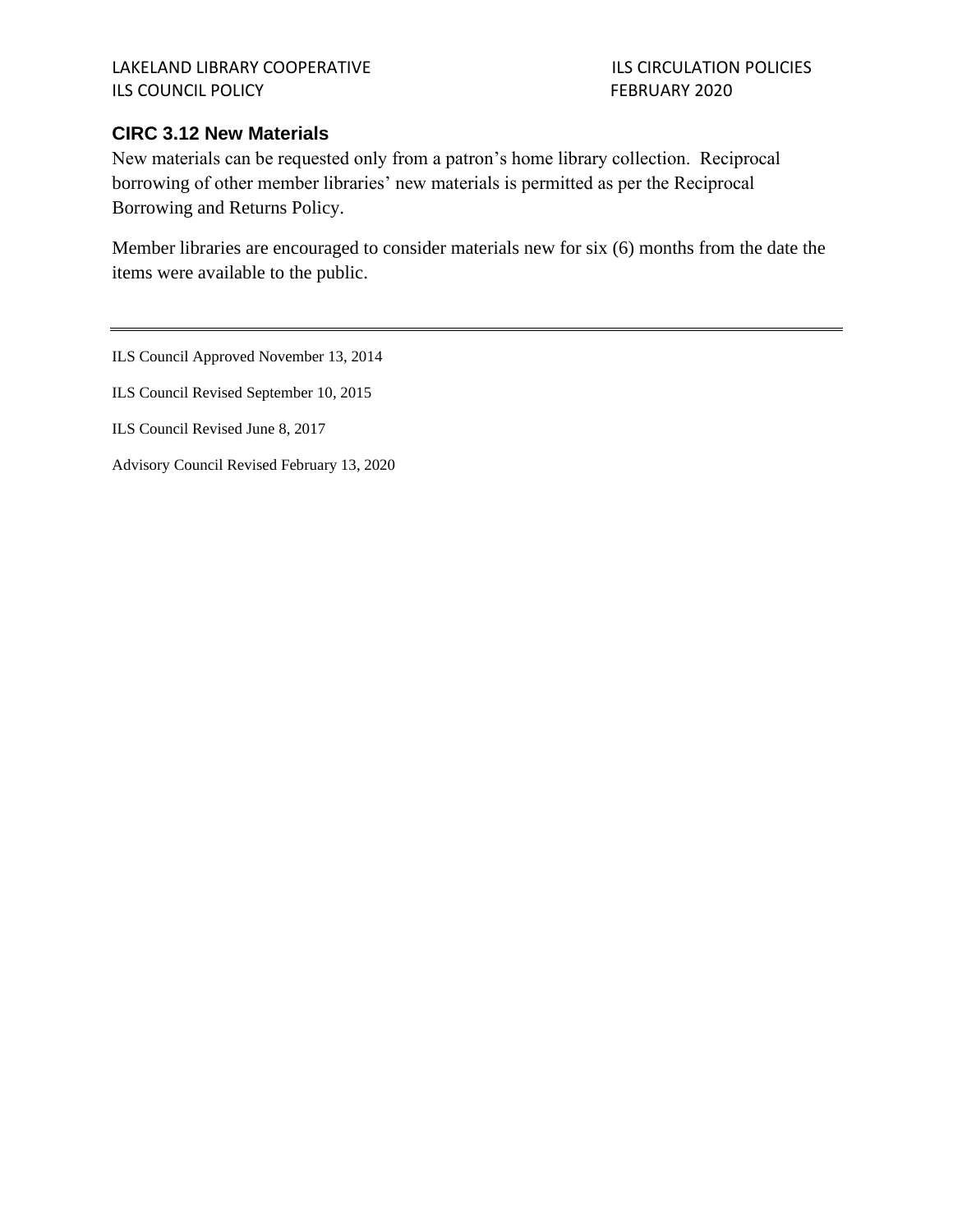## CIRC 3.12 New Materials

New materials can be requested only from a patron's home library collection. Reciprocal borrowing of other member libraries' new materials is permitted as per the Reciprocal Borrowing and Returns Policy.

Member libraries are encouraged to consider materials new for six (6) months from the date the items were available to the public.

---

ILS Council Approved November 13, 2014

ILS Council Revised September 10, 2015

ILS Council Revised June 8, 2017

Advisory Council Revised February 13, 2020